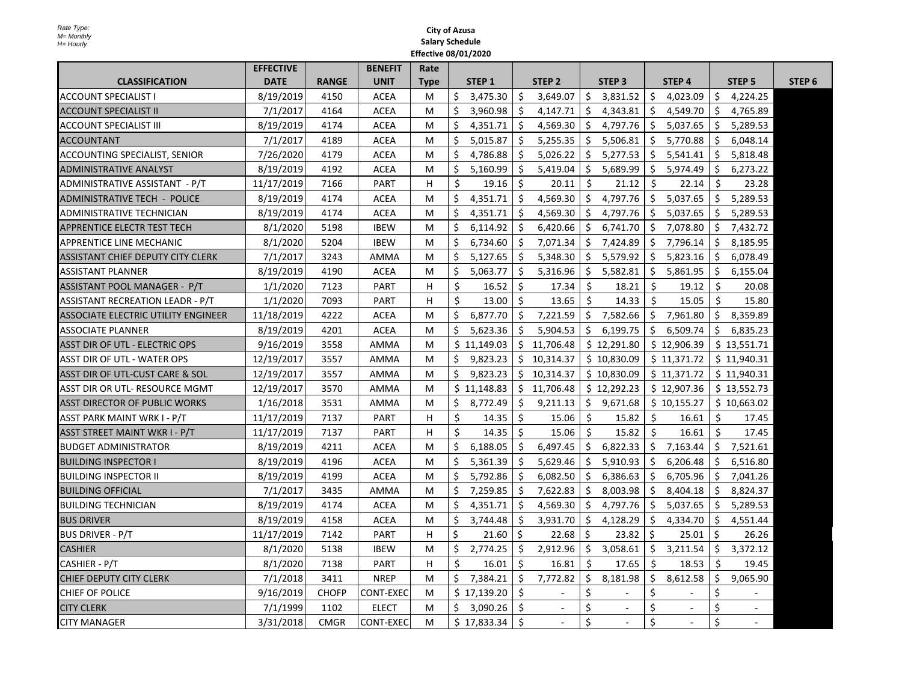Rate Type:
M= Monthly
H= Hourly

**City of Azusa**
**Salary Schedule**
**Effective 08/01/2020**

| CLASSIFICATION | EFFECTIVE DATE | RANGE | BENEFIT UNIT | Rate Type | STEP 1 | STEP 2 | STEP 3 | STEP 4 | STEP 5 | STEP 6 |
|---|---|---|---|---|---|---|---|---|---|---|
| ACCOUNT SPECIALIST I | 8/19/2019 | 4150 | ACEA | M | $ 3,475.30 | $ 3,649.07 | $ 3,831.52 | $ 4,023.09 | $ 4,224.25 | |
| ACCOUNT SPECIALIST II | 7/1/2017 | 4164 | ACEA | M | $ 3,960.98 | $ 4,147.71 | $ 4,343.81 | $ 4,549.70 | $ 4,765.89 | |
| ACCOUNT SPECIALIST III | 8/19/2019 | 4174 | ACEA | M | $ 4,351.71 | $ 4,569.30 | $ 4,797.76 | $ 5,037.65 | $ 5,289.53 | |
| ACCOUNTANT | 7/1/2017 | 4189 | ACEA | M | $ 5,015.87 | $ 5,255.35 | $ 5,506.81 | $ 5,770.88 | $ 6,048.14 | |
| ACCOUNTING SPECIALIST, SENIOR | 7/26/2020 | 4179 | ACEA | M | $ 4,786.88 | $ 5,026.22 | $ 5,277.53 | $ 5,541.41 | $ 5,818.48 | |
| ADMINISTRATIVE ANALYST | 8/19/2019 | 4192 | ACEA | M | $ 5,160.99 | $ 5,419.04 | $ 5,689.99 | $ 5,974.49 | $ 6,273.22 | |
| ADMINISTRATIVE ASSISTANT - P/T | 11/17/2019 | 7166 | PART | H | $ 19.16 | $ 20.11 | $ 21.12 | $ 22.14 | $ 23.28 | |
| ADMINISTRATIVE TECH - POLICE | 8/19/2019 | 4174 | ACEA | M | $ 4,351.71 | $ 4,569.30 | $ 4,797.76 | $ 5,037.65 | $ 5,289.53 | |
| ADMINISTRATIVE TECHNICIAN | 8/19/2019 | 4174 | ACEA | M | $ 4,351.71 | $ 4,569.30 | $ 4,797.76 | $ 5,037.65 | $ 5,289.53 | |
| APPRENTICE ELECTR TEST TECH | 8/1/2020 | 5198 | IBEW | M | $ 6,114.92 | $ 6,420.66 | $ 6,741.70 | $ 7,078.80 | $ 7,432.72 | |
| APPRENTICE LINE MECHANIC | 8/1/2020 | 5204 | IBEW | M | $ 6,734.60 | $ 7,071.34 | $ 7,424.89 | $ 7,796.14 | $ 8,185.95 | |
| ASSISTANT CHIEF DEPUTY CITY CLERK | 7/1/2017 | 3243 | AMMA | M | $ 5,127.65 | $ 5,348.30 | $ 5,579.92 | $ 5,823.16 | $ 6,078.49 | |
| ASSISTANT PLANNER | 8/19/2019 | 4190 | ACEA | M | $ 5,063.77 | $ 5,316.96 | $ 5,582.81 | $ 5,861.95 | $ 6,155.04 | |
| ASSISTANT POOL MANAGER - P/T | 1/1/2020 | 7123 | PART | H | $ 16.52 | $ 17.34 | $ 18.21 | $ 19.12 | $ 20.08 | |
| ASSISTANT RECREATION LEADR - P/T | 1/1/2020 | 7093 | PART | H | $ 13.00 | $ 13.65 | $ 14.33 | $ 15.05 | $ 15.80 | |
| ASSOCIATE ELECTRIC UTILITY ENGINEER | 11/18/2019 | 4222 | ACEA | M | $ 6,877.70 | $ 7,221.59 | $ 7,582.66 | $ 7,961.80 | $ 8,359.89 | |
| ASSOCIATE PLANNER | 8/19/2019 | 4201 | ACEA | M | $ 5,623.36 | $ 5,904.53 | $ 6,199.75 | $ 6,509.74 | $ 6,835.23 | |
| ASST DIR OF UTL - ELECTRIC OPS | 9/16/2019 | 3558 | AMMA | M | $ 11,149.03 | $ 11,706.48 | $ 12,291.80 | $ 12,906.39 | $ 13,551.71 | |
| ASST DIR OF UTL - WATER OPS | 12/19/2017 | 3557 | AMMA | M | $ 9,823.23 | $ 10,314.37 | $ 10,830.09 | $ 11,371.72 | $ 11,940.31 | |
| ASST DIR OF UTL-CUST CARE & SOL | 12/19/2017 | 3557 | AMMA | M | $ 9,823.23 | $ 10,314.37 | $ 10,830.09 | $ 11,371.72 | $ 11,940.31 | |
| ASST DIR OR UTL- RESOURCE MGMT | 12/19/2017 | 3570 | AMMA | M | $ 11,148.83 | $ 11,706.48 | $ 12,292.23 | $ 12,907.36 | $ 13,552.73 | |
| ASST DIRECTOR OF PUBLIC WORKS | 1/16/2018 | 3531 | AMMA | M | $ 8,772.49 | $ 9,211.13 | $ 9,671.68 | $ 10,155.27 | $ 10,663.02 | |
| ASST PARK MAINT WRK I - P/T | 11/17/2019 | 7137 | PART | H | $ 14.35 | $ 15.06 | $ 15.82 | $ 16.61 | $ 17.45 | |
| ASST STREET MAINT WKR I - P/T | 11/17/2019 | 7137 | PART | H | $ 14.35 | $ 15.06 | $ 15.82 | $ 16.61 | $ 17.45 | |
| BUDGET ADMINISTRATOR | 8/19/2019 | 4211 | ACEA | M | $ 6,188.05 | $ 6,497.45 | $ 6,822.33 | $ 7,163.44 | $ 7,521.61 | |
| BUILDING INSPECTOR I | 8/19/2019 | 4196 | ACEA | M | $ 5,361.39 | $ 5,629.46 | $ 5,910.93 | $ 6,206.48 | $ 6,516.80 | |
| BUILDING INSPECTOR II | 8/19/2019 | 4199 | ACEA | M | $ 5,792.86 | $ 6,082.50 | $ 6,386.63 | $ 6,705.96 | $ 7,041.26 | |
| BUILDING OFFICIAL | 7/1/2017 | 3435 | AMMA | M | $ 7,259.85 | $ 7,622.83 | $ 8,003.98 | $ 8,404.18 | $ 8,824.37 | |
| BUILDING TECHNICIAN | 8/19/2019 | 4174 | ACEA | M | $ 4,351.71 | $ 4,569.30 | $ 4,797.76 | $ 5,037.65 | $ 5,289.53 | |
| BUS DRIVER | 8/19/2019 | 4158 | ACEA | M | $ 3,744.48 | $ 3,931.70 | $ 4,128.29 | $ 4,334.70 | $ 4,551.44 | |
| BUS DRIVER - P/T | 11/17/2019 | 7142 | PART | H | $ 21.60 | $ 22.68 | $ 23.82 | $ 25.01 | $ 26.26 | |
| CASHIER | 8/1/2020 | 5138 | IBEW | M | $ 2,774.25 | $ 2,912.96 | $ 3,058.61 | $ 3,211.54 | $ 3,372.12 | |
| CASHIER - P/T | 8/1/2020 | 7138 | PART | H | $ 16.01 | $ 16.81 | $ 17.65 | $ 18.53 | $ 19.45 | |
| CHIEF DEPUTY CITY CLERK | 7/1/2018 | 3411 | NREP | M | $ 7,384.21 | $ 7,772.82 | $ 8,181.98 | $ 8,612.58 | $ 9,065.90 | |
| CHIEF OF POLICE | 9/16/2019 | CHOFP | CONT-EXEC | M | $ 17,139.20 | $ - | $ - | $ - | $ - | |
| CITY CLERK | 7/1/1999 | 1102 | ELECT | M | $ 3,090.26 | $ - | $ - | $ - | $ - | |
| CITY MANAGER | 3/31/2018 | CMGR | CONT-EXEC | M | $ 17,833.34 | $ - | $ - | $ - | $ - | |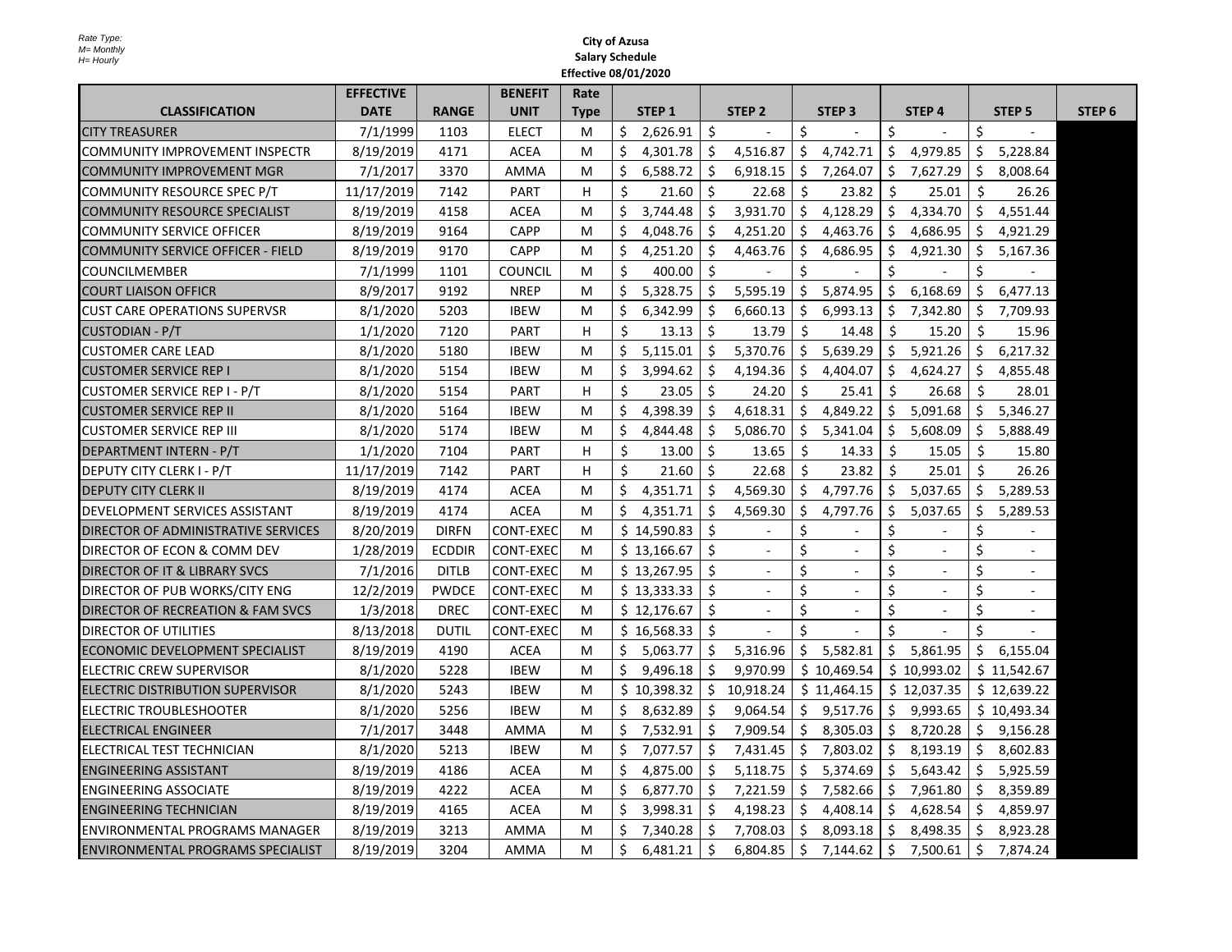Rate Type:
M= Monthly
H= Hourly

**City of Azusa**
**Salary Schedule**
**Effective 08/01/2020**

| CLASSIFICATION | EFFECTIVE DATE | RANGE | BENEFIT UNIT | Rate Type | STEP 1 | STEP 2 | STEP 3 | STEP 4 | STEP 5 | STEP 6 |
|---|---|---|---|---|---|---|---|---|---|---|
| CITY TREASURER | 7/1/1999 | 1103 | ELECT | M | $ 2,626.91 | $ - | $ - | $ - | $ - | |
| COMMUNITY IMPROVEMENT INSPECTR | 8/19/2019 | 4171 | ACEA | M | $ 4,301.78 | $ 4,516.87 | $ 4,742.71 | $ 4,979.85 | $ 5,228.84 | |
| COMMUNITY IMPROVEMENT MGR | 7/1/2017 | 3370 | AMMA | M | $ 6,588.72 | $ 6,918.15 | $ 7,264.07 | $ 7,627.29 | $ 8,008.64 | |
| COMMUNITY RESOURCE SPEC P/T | 11/17/2019 | 7142 | PART | H | $ 21.60 | $ 22.68 | $ 23.82 | $ 25.01 | $ 26.26 | |
| COMMUNITY RESOURCE SPECIALIST | 8/19/2019 | 4158 | ACEA | M | $ 3,744.48 | $ 3,931.70 | $ 4,128.29 | $ 4,334.70 | $ 4,551.44 | |
| COMMUNITY SERVICE OFFICER | 8/19/2019 | 9164 | CAPP | M | $ 4,048.76 | $ 4,251.20 | $ 4,463.76 | $ 4,686.95 | $ 4,921.29 | |
| COMMUNITY SERVICE OFFICER - FIELD | 8/19/2019 | 9170 | CAPP | M | $ 4,251.20 | $ 4,463.76 | $ 4,686.95 | $ 4,921.30 | $ 5,167.36 | |
| COUNCILMEMBER | 7/1/1999 | 1101 | COUNCIL | M | $ 400.00 | $ - | $ - | $ - | $ - | |
| COURT LIAISON OFFICR | 8/9/2017 | 9192 | NREP | M | $ 5,328.75 | $ 5,595.19 | $ 5,874.95 | $ 6,168.69 | $ 6,477.13 | |
| CUST CARE OPERATIONS SUPERVSR | 8/1/2020 | 5203 | IBEW | M | $ 6,342.99 | $ 6,660.13 | $ 6,993.13 | $ 7,342.80 | $ 7,709.93 | |
| CUSTODIAN - P/T | 1/1/2020 | 7120 | PART | H | $ 13.13 | $ 13.79 | $ 14.48 | $ 15.20 | $ 15.96 | |
| CUSTOMER CARE LEAD | 8/1/2020 | 5180 | IBEW | M | $ 5,115.01 | $ 5,370.76 | $ 5,639.29 | $ 5,921.26 | $ 6,217.32 | |
| CUSTOMER SERVICE REP I | 8/1/2020 | 5154 | IBEW | M | $ 3,994.62 | $ 4,194.36 | $ 4,404.07 | $ 4,624.27 | $ 4,855.48 | |
| CUSTOMER SERVICE REP I - P/T | 8/1/2020 | 5154 | PART | H | $ 23.05 | $ 24.20 | $ 25.41 | $ 26.68 | $ 28.01 | |
| CUSTOMER SERVICE REP II | 8/1/2020 | 5164 | IBEW | M | $ 4,398.39 | $ 4,618.31 | $ 4,849.22 | $ 5,091.68 | $ 5,346.27 | |
| CUSTOMER SERVICE REP III | 8/1/2020 | 5174 | IBEW | M | $ 4,844.48 | $ 5,086.70 | $ 5,341.04 | $ 5,608.09 | $ 5,888.49 | |
| DEPARTMENT INTERN - P/T | 1/1/2020 | 7104 | PART | H | $ 13.00 | $ 13.65 | $ 14.33 | $ 15.05 | $ 15.80 | |
| DEPUTY CITY CLERK I - P/T | 11/17/2019 | 7142 | PART | H | $ 21.60 | $ 22.68 | $ 23.82 | $ 25.01 | $ 26.26 | |
| DEPUTY CITY CLERK II | 8/19/2019 | 4174 | ACEA | M | $ 4,351.71 | $ 4,569.30 | $ 4,797.76 | $ 5,037.65 | $ 5,289.53 | |
| DEVELOPMENT SERVICES ASSISTANT | 8/19/2019 | 4174 | ACEA | M | $ 4,351.71 | $ 4,569.30 | $ 4,797.76 | $ 5,037.65 | $ 5,289.53 | |
| DIRECTOR OF ADMINISTRATIVE SERVICES | 8/20/2019 | DIRFN | CONT-EXEC | M | $ 14,590.83 | $ - | $ - | $ - | $ - | |
| DIRECTOR OF ECON & COMM DEV | 1/28/2019 | ECDDIR | CONT-EXEC | M | $ 13,166.67 | $ - | $ - | $ - | $ - | |
| DIRECTOR OF IT & LIBRARY SVCS | 7/1/2016 | DITLB | CONT-EXEC | M | $ 13,267.95 | $ - | $ - | $ - | $ - | |
| DIRECTOR OF PUB WORKS/CITY ENG | 12/2/2019 | PWDCE | CONT-EXEC | M | $ 13,333.33 | $ - | $ - | $ - | $ - | |
| DIRECTOR OF RECREATION & FAM SVCS | 1/3/2018 | DREC | CONT-EXEC | M | $ 12,176.67 | $ - | $ - | $ - | $ - | |
| DIRECTOR OF UTILITIES | 8/13/2018 | DUTIL | CONT-EXEC | M | $ 16,568.33 | $ - | $ - | $ - | $ - | |
| ECONOMIC DEVELOPMENT SPECIALIST | 8/19/2019 | 4190 | ACEA | M | $ 5,063.77 | $ 5,316.96 | $ 5,582.81 | $ 5,861.95 | $ 6,155.04 | |
| ELECTRIC CREW SUPERVISOR | 8/1/2020 | 5228 | IBEW | M | $ 9,496.18 | $ 9,970.99 | $ 10,469.54 | $ 10,993.02 | $ 11,542.67 | |
| ELECTRIC DISTRIBUTION SUPERVISOR | 8/1/2020 | 5243 | IBEW | M | $ 10,398.32 | $ 10,918.24 | $ 11,464.15 | $ 12,037.35 | $ 12,639.22 | |
| ELECTRIC TROUBLESHOOTER | 8/1/2020 | 5256 | IBEW | M | $ 8,632.89 | $ 9,064.54 | $ 9,517.76 | $ 9,993.65 | $ 10,493.34 | |
| ELECTRICAL ENGINEER | 7/1/2017 | 3448 | AMMA | M | $ 7,532.91 | $ 7,909.54 | $ 8,305.03 | $ 8,720.28 | $ 9,156.28 | |
| ELECTRICAL TEST TECHNICIAN | 8/1/2020 | 5213 | IBEW | M | $ 7,077.57 | $ 7,431.45 | $ 7,803.02 | $ 8,193.19 | $ 8,602.83 | |
| ENGINEERING ASSISTANT | 8/19/2019 | 4186 | ACEA | M | $ 4,875.00 | $ 5,118.75 | $ 5,374.69 | $ 5,643.42 | $ 5,925.59 | |
| ENGINEERING ASSOCIATE | 8/19/2019 | 4222 | ACEA | M | $ 6,877.70 | $ 7,221.59 | $ 7,582.66 | $ 7,961.80 | $ 8,359.89 | |
| ENGINEERING TECHNICIAN | 8/19/2019 | 4165 | ACEA | M | $ 3,998.31 | $ 4,198.23 | $ 4,408.14 | $ 4,628.54 | $ 4,859.97 | |
| ENVIRONMENTAL PROGRAMS MANAGER | 8/19/2019 | 3213 | AMMA | M | $ 7,340.28 | $ 7,708.03 | $ 8,093.18 | $ 8,498.35 | $ 8,923.28 | |
| ENVIRONMENTAL PROGRAMS SPECIALIST | 8/19/2019 | 3204 | AMMA | M | $ 6,481.21 | $ 6,804.85 | $ 7,144.62 | $ 7,500.61 | $ 7,874.24 | |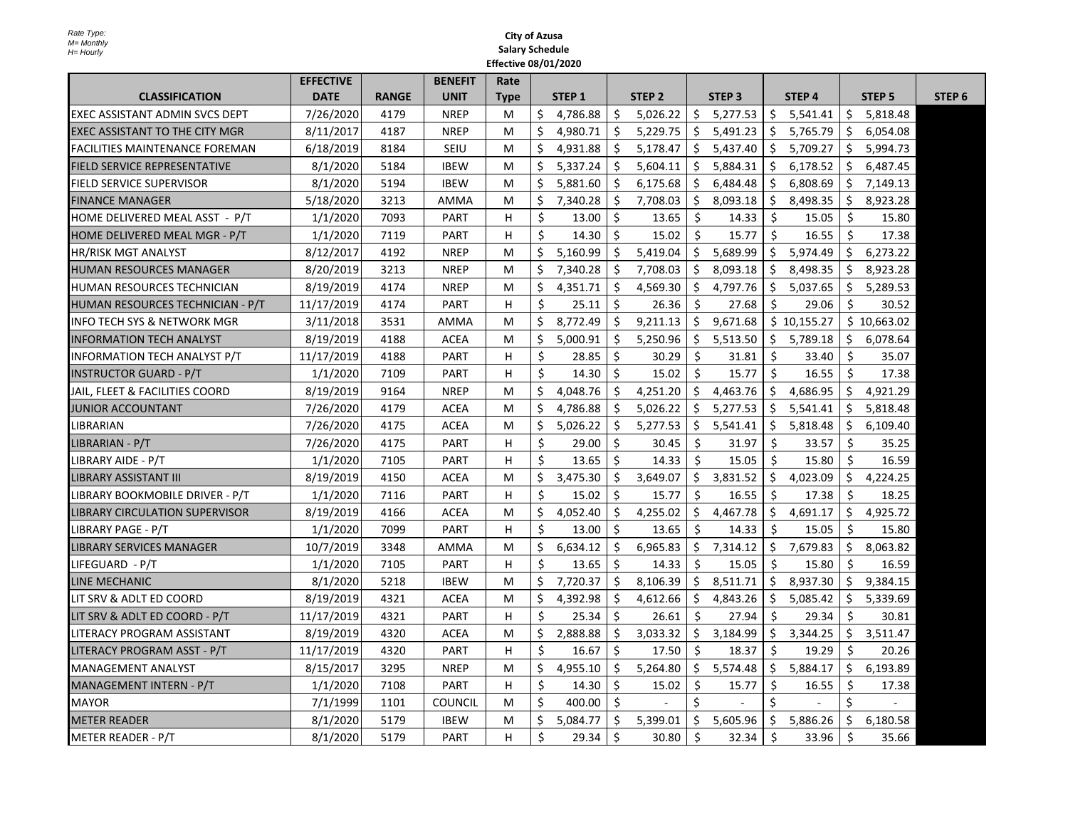Rate Type:
M= Monthly
H= Hourly

**City of Azusa**
**Salary Schedule**
**Effective 08/01/2020**

| CLASSIFICATION | EFFECTIVE DATE | RANGE | BENEFIT UNIT | Rate Type | STEP 1 | STEP 2 | STEP 3 | STEP 4 | STEP 5 | STEP 6 |
|---|---|---|---|---|---|---|---|---|---|---|
| EXEC ASSISTANT ADMIN SVCS DEPT | 7/26/2020 | 4179 | NREP | M | $ 4,786.88 | $ 5,026.22 | $ 5,277.53 | $ 5,541.41 | $ 5,818.48 | |
| EXEC ASSISTANT TO THE CITY MGR | 8/11/2017 | 4187 | NREP | M | $ 4,980.71 | $ 5,229.75 | $ 5,491.23 | $ 5,765.79 | $ 6,054.08 | |
| FACILITIES MAINTENANCE FOREMAN | 6/18/2019 | 8184 | SEIU | M | $ 4,931.88 | $ 5,178.47 | $ 5,437.40 | $ 5,709.27 | $ 5,994.73 | |
| FIELD SERVICE REPRESENTATIVE | 8/1/2020 | 5184 | IBEW | M | $ 5,337.24 | $ 5,604.11 | $ 5,884.31 | $ 6,178.52 | $ 6,487.45 | |
| FIELD SERVICE SUPERVISOR | 8/1/2020 | 5194 | IBEW | M | $ 5,881.60 | $ 6,175.68 | $ 6,484.48 | $ 6,808.69 | $ 7,149.13 | |
| FINANCE MANAGER | 5/18/2020 | 3213 | AMMA | M | $ 7,340.28 | $ 7,708.03 | $ 8,093.18 | $ 8,498.35 | $ 8,923.28 | |
| HOME DELIVERED MEAL ASST - P/T | 1/1/2020 | 7093 | PART | H | $ 13.00 | $ 13.65 | $ 14.33 | $ 15.05 | $ 15.80 | |
| HOME DELIVERED MEAL MGR - P/T | 1/1/2020 | 7119 | PART | H | $ 14.30 | $ 15.02 | $ 15.77 | $ 16.55 | $ 17.38 | |
| HR/RISK MGT ANALYST | 8/12/2017 | 4192 | NREP | M | $ 5,160.99 | $ 5,419.04 | $ 5,689.99 | $ 5,974.49 | $ 6,273.22 | |
| HUMAN RESOURCES MANAGER | 8/20/2019 | 3213 | NREP | M | $ 7,340.28 | $ 7,708.03 | $ 8,093.18 | $ 8,498.35 | $ 8,923.28 | |
| HUMAN RESOURCES TECHNICIAN | 8/19/2019 | 4174 | NREP | M | $ 4,351.71 | $ 4,569.30 | $ 4,797.76 | $ 5,037.65 | $ 5,289.53 | |
| HUMAN RESOURCES TECHNICIAN - P/T | 11/17/2019 | 4174 | PART | H | $ 25.11 | $ 26.36 | $ 27.68 | $ 29.06 | $ 30.52 | |
| INFO TECH SYS & NETWORK MGR | 3/11/2018 | 3531 | AMMA | M | $ 8,772.49 | $ 9,211.13 | $ 9,671.68 | $ 10,155.27 | $ 10,663.02 | |
| INFORMATION TECH ANALYST | 8/19/2019 | 4188 | ACEA | M | $ 5,000.91 | $ 5,250.96 | $ 5,513.50 | $ 5,789.18 | $ 6,078.64 | |
| INFORMATION TECH ANALYST P/T | 11/17/2019 | 4188 | PART | H | $ 28.85 | $ 30.29 | $ 31.81 | $ 33.40 | $ 35.07 | |
| INSTRUCTOR GUARD - P/T | 1/1/2020 | 7109 | PART | H | $ 14.30 | $ 15.02 | $ 15.77 | $ 16.55 | $ 17.38 | |
| JAIL, FLEET & FACILITIES COORD | 8/19/2019 | 9164 | NREP | M | $ 4,048.76 | $ 4,251.20 | $ 4,463.76 | $ 4,686.95 | $ 4,921.29 | |
| JUNIOR ACCOUNTANT | 7/26/2020 | 4179 | ACEA | M | $ 4,786.88 | $ 5,026.22 | $ 5,277.53 | $ 5,541.41 | $ 5,818.48 | |
| LIBRARIAN | 7/26/2020 | 4175 | ACEA | M | $ 5,026.22 | $ 5,277.53 | $ 5,541.41 | $ 5,818.48 | $ 6,109.40 | |
| LIBRARIAN - P/T | 7/26/2020 | 4175 | PART | H | $ 29.00 | $ 30.45 | $ 31.97 | $ 33.57 | $ 35.25 | |
| LIBRARY AIDE - P/T | 1/1/2020 | 7105 | PART | H | $ 13.65 | $ 14.33 | $ 15.05 | $ 15.80 | $ 16.59 | |
| LIBRARY ASSISTANT III | 8/19/2019 | 4150 | ACEA | M | $ 3,475.30 | $ 3,649.07 | $ 3,831.52 | $ 4,023.09 | $ 4,224.25 | |
| LIBRARY BOOKMOBILE DRIVER - P/T | 1/1/2020 | 7116 | PART | H | $ 15.02 | $ 15.77 | $ 16.55 | $ 17.38 | $ 18.25 | |
| LIBRARY CIRCULATION SUPERVISOR | 8/19/2019 | 4166 | ACEA | M | $ 4,052.40 | $ 4,255.02 | $ 4,467.78 | $ 4,691.17 | $ 4,925.72 | |
| LIBRARY PAGE - P/T | 1/1/2020 | 7099 | PART | H | $ 13.00 | $ 13.65 | $ 14.33 | $ 15.05 | $ 15.80 | |
| LIBRARY SERVICES MANAGER | 10/7/2019 | 3348 | AMMA | M | $ 6,634.12 | $ 6,965.83 | $ 7,314.12 | $ 7,679.83 | $ 8,063.82 | |
| LIFEGUARD - P/T | 1/1/2020 | 7105 | PART | H | $ 13.65 | $ 14.33 | $ 15.05 | $ 15.80 | $ 16.59 | |
| LINE MECHANIC | 8/1/2020 | 5218 | IBEW | M | $ 7,720.37 | $ 8,106.39 | $ 8,511.71 | $ 8,937.30 | $ 9,384.15 | |
| LIT SRV & ADLT ED COORD | 8/19/2019 | 4321 | ACEA | M | $ 4,392.98 | $ 4,612.66 | $ 4,843.26 | $ 5,085.42 | $ 5,339.69 | |
| LIT SRV & ADLT ED COORD - P/T | 11/17/2019 | 4321 | PART | H | $ 25.34 | $ 26.61 | $ 27.94 | $ 29.34 | $ 30.81 | |
| LITERACY PROGRAM ASSISTANT | 8/19/2019 | 4320 | ACEA | M | $ 2,888.88 | $ 3,033.32 | $ 3,184.99 | $ 3,344.25 | $ 3,511.47 | |
| LITERACY PROGRAM ASST - P/T | 11/17/2019 | 4320 | PART | H | $ 16.67 | $ 17.50 | $ 18.37 | $ 19.29 | $ 20.26 | |
| MANAGEMENT ANALYST | 8/15/2017 | 3295 | NREP | M | $ 4,955.10 | $ 5,264.80 | $ 5,574.48 | $ 5,884.17 | $ 6,193.89 | |
| MANAGEMENT INTERN - P/T | 1/1/2020 | 7108 | PART | H | $ 14.30 | $ 15.02 | $ 15.77 | $ 16.55 | $ 17.38 | |
| MAYOR | 7/1/1999 | 1101 | COUNCIL | M | $ 400.00 | $ - | $ - | $ - | $ - | |
| METER READER | 8/1/2020 | 5179 | IBEW | M | $ 5,084.77 | $ 5,399.01 | $ 5,605.96 | $ 5,886.26 | $ 6,180.58 | |
| METER READER - P/T | 8/1/2020 | 5179 | PART | H | $ 29.34 | $ 30.80 | $ 32.34 | $ 33.96 | $ 35.66 | |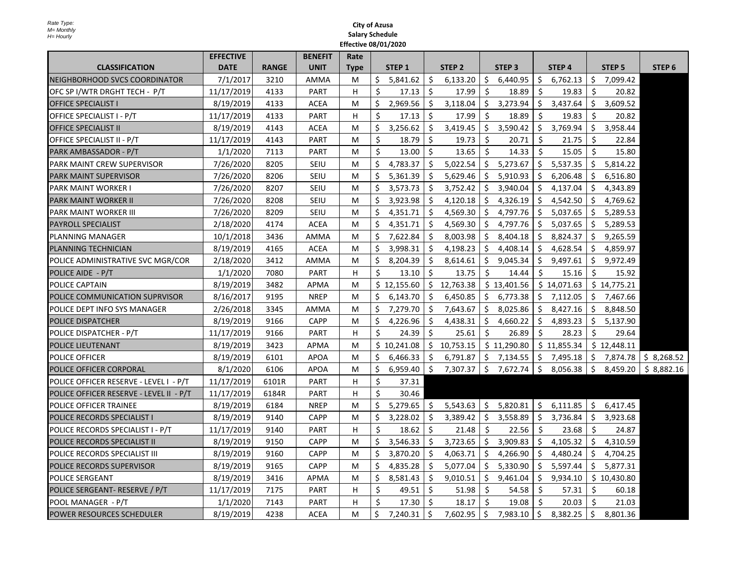Rate Type:
M= Monthly
H= Hourly

**City of Azusa**
**Salary Schedule**
**Effective 08/01/2020**

| CLASSIFICATION | EFFECTIVE DATE | RANGE | BENEFIT UNIT | Rate Type | STEP 1 | STEP 2 | STEP 3 | STEP 4 | STEP 5 | STEP 6 |
|---|---|---|---|---|---|---|---|---|---|---|
| NEIGHBORHOOD SVCS COORDINATOR | 7/1/2017 | 3210 | AMMA | M | $ 5,841.62 | $ 6,133.20 | $ 6,440.95 | $ 6,762.13 | $ 7,099.42 | |
| OFC SP I/WTR DRGHT TECH - P/T | 11/17/2019 | 4133 | PART | H | $ 17.13 | $ 17.99 | $ 18.89 | $ 19.83 | $ 20.82 | |
| OFFICE SPECIALIST I | 8/19/2019 | 4133 | ACEA | M | $ 2,969.56 | $ 3,118.04 | $ 3,273.94 | $ 3,437.64 | $ 3,609.52 | |
| OFFICE SPECIALIST I - P/T | 11/17/2019 | 4133 | PART | H | $ 17.13 | $ 17.99 | $ 18.89 | $ 19.83 | $ 20.82 | |
| OFFICE SPECIALIST II | 8/19/2019 | 4143 | ACEA | M | $ 3,256.62 | $ 3,419.45 | $ 3,590.42 | $ 3,769.94 | $ 3,958.44 | |
| OFFICE SPECIALIST II - P/T | 11/17/2019 | 4143 | PART | M | $ 18.79 | $ 19.73 | $ 20.71 | $ 21.75 | $ 22.84 | |
| PARK AMBASSADOR - P/T | 1/1/2020 | 7113 | PART | M | $ 13.00 | $ 13.65 | $ 14.33 | $ 15.05 | $ 15.80 | |
| PARK MAINT CREW SUPERVISOR | 7/26/2020 | 8205 | SEIU | M | $ 4,783.37 | $ 5,022.54 | $ 5,273.67 | $ 5,537.35 | $ 5,814.22 | |
| PARK MAINT SUPERVISOR | 7/26/2020 | 8206 | SEIU | M | $ 5,361.39 | $ 5,629.46 | $ 5,910.93 | $ 6,206.48 | $ 6,516.80 | |
| PARK MAINT WORKER I | 7/26/2020 | 8207 | SEIU | M | $ 3,573.73 | $ 3,752.42 | $ 3,940.04 | $ 4,137.04 | $ 4,343.89 | |
| PARK MAINT WORKER II | 7/26/2020 | 8208 | SEIU | M | $ 3,923.98 | $ 4,120.18 | $ 4,326.19 | $ 4,542.50 | $ 4,769.62 | |
| PARK MAINT WORKER III | 7/26/2020 | 8209 | SEIU | M | $ 4,351.71 | $ 4,569.30 | $ 4,797.76 | $ 5,037.65 | $ 5,289.53 | |
| PAYROLL SPECIALIST | 2/18/2020 | 4174 | ACEA | M | $ 4,351.71 | $ 4,569.30 | $ 4,797.76 | $ 5,037.65 | $ 5,289.53 | |
| PLANNING MANAGER | 10/1/2018 | 3436 | AMMA | M | $ 7,622.84 | $ 8,003.98 | $ 8,404.18 | $ 8,824.37 | $ 9,265.59 | |
| PLANNING TECHNICIAN | 8/19/2019 | 4165 | ACEA | M | $ 3,998.31 | $ 4,198.23 | $ 4,408.14 | $ 4,628.54 | $ 4,859.97 | |
| POLICE ADMINISTRATIVE SVC MGR/COR | 2/18/2020 | 3412 | AMMA | M | $ 8,204.39 | $ 8,614.61 | $ 9,045.34 | $ 9,497.61 | $ 9,972.49 | |
| POLICE AIDE - P/T | 1/1/2020 | 7080 | PART | H | $ 13.10 | $ 13.75 | $ 14.44 | $ 15.16 | $ 15.92 | |
| POLICE CAPTAIN | 8/19/2019 | 3482 | APMA | M | $ 12,155.60 | $ 12,763.38 | $ 13,401.56 | $ 14,071.63 | $ 14,775.21 | |
| POLICE COMMUNICATION SUPRVISOR | 8/16/2017 | 9195 | NREP | M | $ 6,143.70 | $ 6,450.85 | $ 6,773.38 | $ 7,112.05 | $ 7,467.66 | |
| POLICE DEPT INFO SYS MANAGER | 2/26/2018 | 3345 | AMMA | M | $ 7,279.70 | $ 7,643.67 | $ 8,025.86 | $ 8,427.16 | $ 8,848.50 | |
| POLICE DISPATCHER | 8/19/2019 | 9166 | CAPP | M | $ 4,226.96 | $ 4,438.31 | $ 4,660.22 | $ 4,893.23 | $ 5,137.90 | |
| POLICE DISPATCHER - P/T | 11/17/2019 | 9166 | PART | H | $ 24.39 | $ 25.61 | $ 26.89 | $ 28.23 | $ 29.64 | |
| POLICE LIEUTENANT | 8/19/2019 | 3423 | APMA | M | $ 10,241.08 | $ 10,753.15 | $ 11,290.80 | $ 11,855.34 | $ 12,448.11 | |
| POLICE OFFICER | 8/19/2019 | 6101 | APOA | M | $ 6,466.33 | $ 6,791.87 | $ 7,134.55 | $ 7,495.18 | $ 7,874.78 | $ 8,268.52 |
| POLICE OFFICER CORPORAL | 8/1/2020 | 6106 | APOA | M | $ 6,959.40 | $ 7,307.37 | $ 7,672.74 | $ 8,056.38 | $ 8,459.20 | $ 8,882.16 |
| POLICE OFFICER RESERVE - LEVEL I - P/T | 11/17/2019 | 6101R | PART | H | $ 37.31 | | | | | |
| POLICE OFFICER RESERVE - LEVEL II - P/T | 11/17/2019 | 6184R | PART | H | $ 30.46 | | | | | |
| POLICE OFFICER TRAINEE | 8/19/2019 | 6184 | NREP | M | $ 5,279.65 | $ 5,543.63 | $ 5,820.81 | $ 6,111.85 | $ 6,417.45 | |
| POLICE RECORDS SPECIALIST I | 8/19/2019 | 9140 | CAPP | M | $ 3,228.02 | $ 3,389.42 | $ 3,558.89 | $ 3,736.84 | $ 3,923.68 | |
| POLICE RECORDS SPECIALIST I - P/T | 11/17/2019 | 9140 | PART | H | $ 18.62 | $ 21.48 | $ 22.56 | $ 23.68 | $ 24.87 | |
| POLICE RECORDS SPECIALIST II | 8/19/2019 | 9150 | CAPP | M | $ 3,546.33 | $ 3,723.65 | $ 3,909.83 | $ 4,105.32 | $ 4,310.59 | |
| POLICE RECORDS SPECIALIST III | 8/19/2019 | 9160 | CAPP | M | $ 3,870.20 | $ 4,063.71 | $ 4,266.90 | $ 4,480.24 | $ 4,704.25 | |
| POLICE RECORDS SUPERVISOR | 8/19/2019 | 9165 | CAPP | M | $ 4,835.28 | $ 5,077.04 | $ 5,330.90 | $ 5,597.44 | $ 5,877.31 | |
| POLICE SERGEANT | 8/19/2019 | 3416 | APMA | M | $ 8,581.43 | $ 9,010.51 | $ 9,461.04 | $ 9,934.10 | $ 10,430.80 | |
| POLICE SERGEANT- RESERVE / P/T | 11/17/2019 | 7175 | PART | H | $ 49.51 | $ 51.98 | $ 54.58 | $ 57.31 | $ 60.18 | |
| POOL MANAGER - P/T | 1/1/2020 | 7143 | PART | H | $ 17.30 | $ 18.17 | $ 19.08 | $ 20.03 | $ 21.03 | |
| POWER RESOURCES SCHEDULER | 8/19/2019 | 4238 | ACEA | M | $ 7,240.31 | $ 7,602.95 | $ 7,983.10 | $ 8,382.25 | $ 8,801.36 | |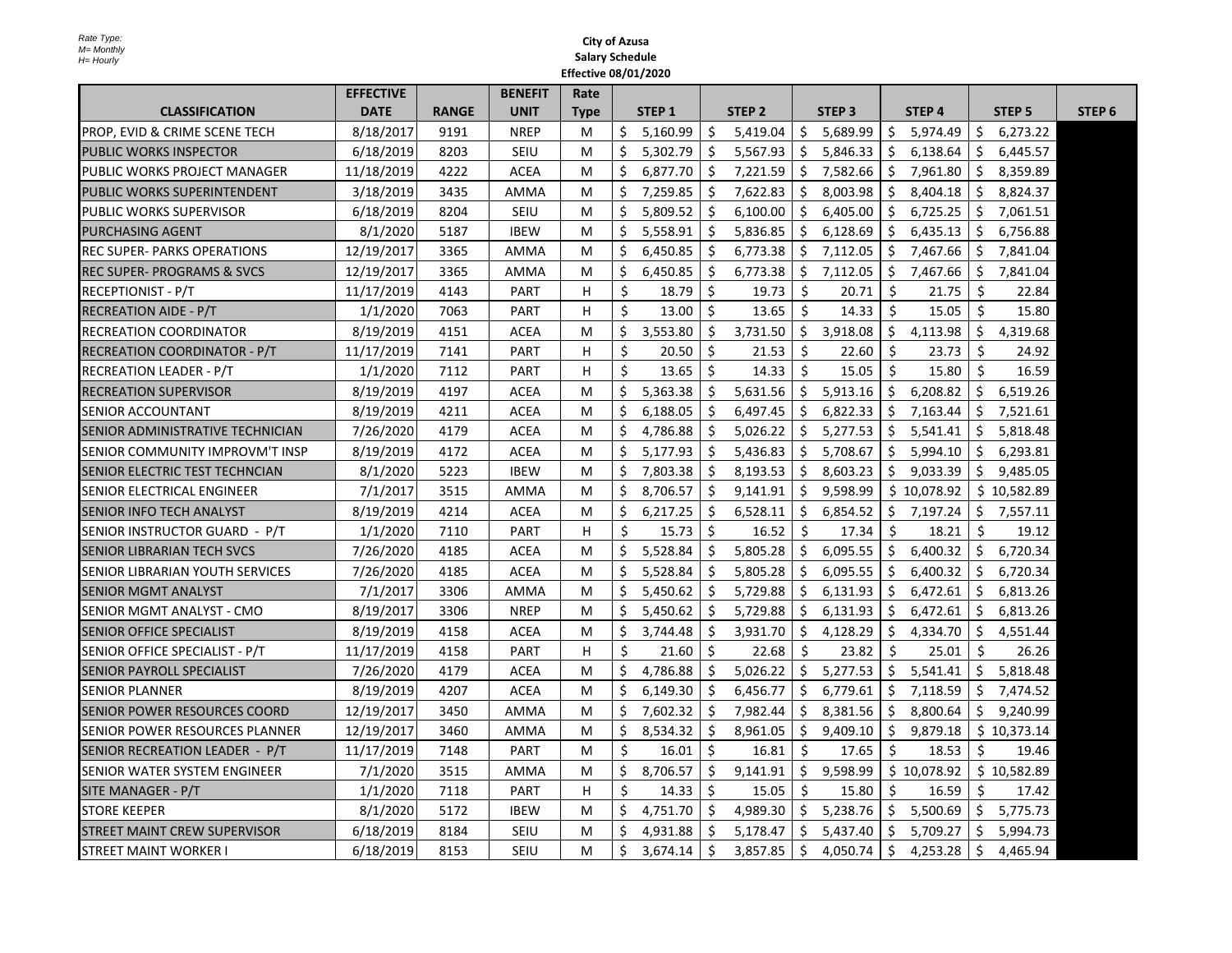Rate Type:
M= Monthly
H= Hourly

**City of Azusa**
**Salary Schedule**
**Effective 08/01/2020**

| CLASSIFICATION | EFFECTIVE DATE | RANGE | BENEFIT UNIT | Rate Type | STEP 1 | STEP 2 | STEP 3 | STEP 4 | STEP 5 | STEP 6 |
|---|---|---|---|---|---|---|---|---|---|---|
| PROP, EVID & CRIME SCENE TECH | 8/18/2017 | 9191 | NREP | M | $ 5,160.99 | $ 5,419.04 | $ 5,689.99 | $ 5,974.49 | $ 6,273.22 | |
| PUBLIC WORKS INSPECTOR | 6/18/2019 | 8203 | SEIU | M | $ 5,302.79 | $ 5,567.93 | $ 5,846.33 | $ 6,138.64 | $ 6,445.57 | |
| PUBLIC WORKS PROJECT MANAGER | 11/18/2019 | 4222 | ACEA | M | $ 6,877.70 | $ 7,221.59 | $ 7,582.66 | $ 7,961.80 | $ 8,359.89 | |
| PUBLIC WORKS SUPERINTENDENT | 3/18/2019 | 3435 | AMMA | M | $ 7,259.85 | $ 7,622.83 | $ 8,003.98 | $ 8,404.18 | $ 8,824.37 | |
| PUBLIC WORKS SUPERVISOR | 6/18/2019 | 8204 | SEIU | M | $ 5,809.52 | $ 6,100.00 | $ 6,405.00 | $ 6,725.25 | $ 7,061.51 | |
| PURCHASING AGENT | 8/1/2020 | 5187 | IBEW | M | $ 5,558.91 | $ 5,836.85 | $ 6,128.69 | $ 6,435.13 | $ 6,756.88 | |
| REC SUPER- PARKS OPERATIONS | 12/19/2017 | 3365 | AMMA | M | $ 6,450.85 | $ 6,773.38 | $ 7,112.05 | $ 7,467.66 | $ 7,841.04 | |
| REC SUPER- PROGRAMS & SVCS | 12/19/2017 | 3365 | AMMA | M | $ 6,450.85 | $ 6,773.38 | $ 7,112.05 | $ 7,467.66 | $ 7,841.04 | |
| RECEPTIONIST - P/T | 11/17/2019 | 4143 | PART | H | $ 18.79 | $ 19.73 | $ 20.71 | $ 21.75 | $ 22.84 | |
| RECREATION AIDE - P/T | 1/1/2020 | 7063 | PART | H | $ 13.00 | $ 13.65 | $ 14.33 | $ 15.05 | $ 15.80 | |
| RECREATION COORDINATOR | 8/19/2019 | 4151 | ACEA | M | $ 3,553.80 | $ 3,731.50 | $ 3,918.08 | $ 4,113.98 | $ 4,319.68 | |
| RECREATION COORDINATOR - P/T | 11/17/2019 | 7141 | PART | H | $ 20.50 | $ 21.53 | $ 22.60 | $ 23.73 | $ 24.92 | |
| RECREATION LEADER - P/T | 1/1/2020 | 7112 | PART | H | $ 13.65 | $ 14.33 | $ 15.05 | $ 15.80 | $ 16.59 | |
| RECREATION SUPERVISOR | 8/19/2019 | 4197 | ACEA | M | $ 5,363.38 | $ 5,631.56 | $ 5,913.16 | $ 6,208.82 | $ 6,519.26 | |
| SENIOR ACCOUNTANT | 8/19/2019 | 4211 | ACEA | M | $ 6,188.05 | $ 6,497.45 | $ 6,822.33 | $ 7,163.44 | $ 7,521.61 | |
| SENIOR ADMINISTRATIVE TECHNICIAN | 7/26/2020 | 4179 | ACEA | M | $ 4,786.88 | $ 5,026.22 | $ 5,277.53 | $ 5,541.41 | $ 5,818.48 | |
| SENIOR COMMUNITY IMPROVM'T INSP | 8/19/2019 | 4172 | ACEA | M | $ 5,177.93 | $ 5,436.83 | $ 5,708.67 | $ 5,994.10 | $ 6,293.81 | |
| SENIOR ELECTRIC TEST TECHNCIAN | 8/1/2020 | 5223 | IBEW | M | $ 7,803.38 | $ 8,193.53 | $ 8,603.23 | $ 9,033.39 | $ 9,485.05 | |
| SENIOR ELECTRICAL ENGINEER | 7/1/2017 | 3515 | AMMA | M | $ 8,706.57 | $ 9,141.91 | $ 9,598.99 | $ 10,078.92 | $ 10,582.89 | |
| SENIOR INFO TECH ANALYST | 8/19/2019 | 4214 | ACEA | M | $ 6,217.25 | $ 6,528.11 | $ 6,854.52 | $ 7,197.24 | $ 7,557.11 | |
| SENIOR INSTRUCTOR GUARD - P/T | 1/1/2020 | 7110 | PART | H | $ 15.73 | $ 16.52 | $ 17.34 | $ 18.21 | $ 19.12 | |
| SENIOR LIBRARIAN TECH SVCS | 7/26/2020 | 4185 | ACEA | M | $ 5,528.84 | $ 5,805.28 | $ 6,095.55 | $ 6,400.32 | $ 6,720.34 | |
| SENIOR LIBRARIAN YOUTH SERVICES | 7/26/2020 | 4185 | ACEA | M | $ 5,528.84 | $ 5,805.28 | $ 6,095.55 | $ 6,400.32 | $ 6,720.34 | |
| SENIOR MGMT ANALYST | 7/1/2017 | 3306 | AMMA | M | $ 5,450.62 | $ 5,729.88 | $ 6,131.93 | $ 6,472.61 | $ 6,813.26 | |
| SENIOR MGMT ANALYST - CMO | 8/19/2017 | 3306 | NREP | M | $ 5,450.62 | $ 5,729.88 | $ 6,131.93 | $ 6,472.61 | $ 6,813.26 | |
| SENIOR OFFICE SPECIALIST | 8/19/2019 | 4158 | ACEA | M | $ 3,744.48 | $ 3,931.70 | $ 4,128.29 | $ 4,334.70 | $ 4,551.44 | |
| SENIOR OFFICE SPECIALIST - P/T | 11/17/2019 | 4158 | PART | H | $ 21.60 | $ 22.68 | $ 23.82 | $ 25.01 | $ 26.26 | |
| SENIOR PAYROLL SPECIALIST | 7/26/2020 | 4179 | ACEA | M | $ 4,786.88 | $ 5,026.22 | $ 5,277.53 | $ 5,541.41 | $ 5,818.48 | |
| SENIOR PLANNER | 8/19/2019 | 4207 | ACEA | M | $ 6,149.30 | $ 6,456.77 | $ 6,779.61 | $ 7,118.59 | $ 7,474.52 | |
| SENIOR POWER RESOURCES COORD | 12/19/2017 | 3450 | AMMA | M | $ 7,602.32 | $ 7,982.44 | $ 8,381.56 | $ 8,800.64 | $ 9,240.99 | |
| SENIOR POWER RESOURCES PLANNER | 12/19/2017 | 3460 | AMMA | M | $ 8,534.32 | $ 8,961.05 | $ 9,409.10 | $ 9,879.18 | $ 10,373.14 | |
| SENIOR RECREATION LEADER - P/T | 11/17/2019 | 7148 | PART | M | $ 16.01 | $ 16.81 | $ 17.65 | $ 18.53 | $ 19.46 | |
| SENIOR WATER SYSTEM ENGINEER | 7/1/2020 | 3515 | AMMA | M | $ 8,706.57 | $ 9,141.91 | $ 9,598.99 | $ 10,078.92 | $ 10,582.89 | |
| SITE MANAGER - P/T | 1/1/2020 | 7118 | PART | H | $ 14.33 | $ 15.05 | $ 15.80 | $ 16.59 | $ 17.42 | |
| STORE KEEPER | 8/1/2020 | 5172 | IBEW | M | $ 4,751.70 | $ 4,989.30 | $ 5,238.76 | $ 5,500.69 | $ 5,775.73 | |
| STREET MAINT CREW SUPERVISOR | 6/18/2019 | 8184 | SEIU | M | $ 4,931.88 | $ 5,178.47 | $ 5,437.40 | $ 5,709.27 | $ 5,994.73 | |
| STREET MAINT WORKER I | 6/18/2019 | 8153 | SEIU | M | $ 3,674.14 | $ 3,857.85 | $ 4,050.74 | $ 4,253.28 | $ 4,465.94 | |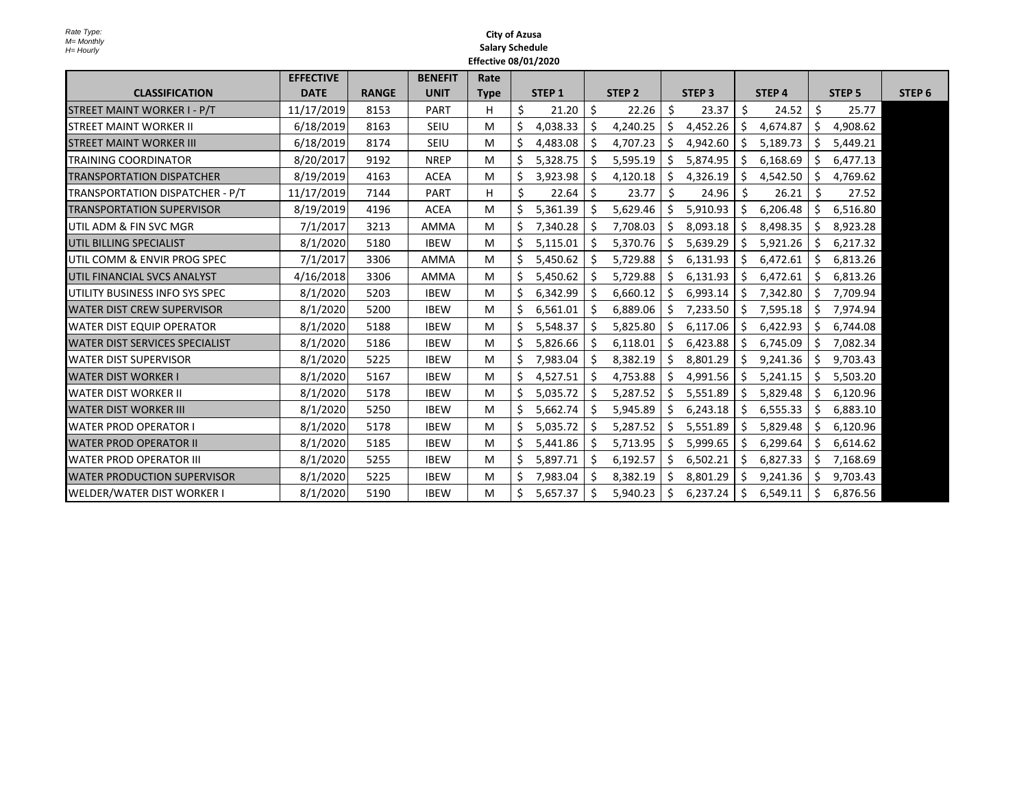Rate Type:
M= Monthly
H= Hourly

**City of Azusa**
**Salary Schedule**
**Effective 08/01/2020**

| CLASSIFICATION | EFFECTIVE DATE | RANGE | BENEFIT UNIT | Rate Type | STEP 1 | STEP 2 | STEP 3 | STEP 4 | STEP 5 | STEP 6 |
|---|---|---|---|---|---|---|---|---|---|---|
| STREET MAINT WORKER I - P/T | 11/17/2019 | 8153 | PART | H | $ 21.20 | $ 22.26 | $ 23.37 | $ 24.52 | $ 25.77 | |
| STREET MAINT WORKER II | 6/18/2019 | 8163 | SEIU | M | $ 4,038.33 | $ 4,240.25 | $ 4,452.26 | $ 4,674.87 | $ 4,908.62 | |
| STREET MAINT WORKER III | 6/18/2019 | 8174 | SEIU | M | $ 4,483.08 | $ 4,707.23 | $ 4,942.60 | $ 5,189.73 | $ 5,449.21 | |
| TRAINING COORDINATOR | 8/20/2017 | 9192 | NREP | M | $ 5,328.75 | $ 5,595.19 | $ 5,874.95 | $ 6,168.69 | $ 6,477.13 | |
| TRANSPORTATION DISPATCHER | 8/19/2019 | 4163 | ACEA | M | $ 3,923.98 | $ 4,120.18 | $ 4,326.19 | $ 4,542.50 | $ 4,769.62 | |
| TRANSPORTATION DISPATCHER - P/T | 11/17/2019 | 7144 | PART | H | $ 22.64 | $ 23.77 | $ 24.96 | $ 26.21 | $ 27.52 | |
| TRANSPORTATION SUPERVISOR | 8/19/2019 | 4196 | ACEA | M | $ 5,361.39 | $ 5,629.46 | $ 5,910.93 | $ 6,206.48 | $ 6,516.80 | |
| UTIL ADM & FIN SVC MGR | 7/1/2017 | 3213 | AMMA | M | $ 7,340.28 | $ 7,708.03 | $ 8,093.18 | $ 8,498.35 | $ 8,923.28 | |
| UTIL BILLING SPECIALIST | 8/1/2020 | 5180 | IBEW | M | $ 5,115.01 | $ 5,370.76 | $ 5,639.29 | $ 5,921.26 | $ 6,217.32 | |
| UTIL COMM & ENVIR PROG SPEC | 7/1/2017 | 3306 | AMMA | M | $ 5,450.62 | $ 5,729.88 | $ 6,131.93 | $ 6,472.61 | $ 6,813.26 | |
| UTIL FINANCIAL SVCS ANALYST | 4/16/2018 | 3306 | AMMA | M | $ 5,450.62 | $ 5,729.88 | $ 6,131.93 | $ 6,472.61 | $ 6,813.26 | |
| UTILITY BUSINESS INFO SYS SPEC | 8/1/2020 | 5203 | IBEW | M | $ 6,342.99 | $ 6,660.12 | $ 6,993.14 | $ 7,342.80 | $ 7,709.94 | |
| WATER DIST CREW SUPERVISOR | 8/1/2020 | 5200 | IBEW | M | $ 6,561.01 | $ 6,889.06 | $ 7,233.50 | $ 7,595.18 | $ 7,974.94 | |
| WATER DIST EQUIP OPERATOR | 8/1/2020 | 5188 | IBEW | M | $ 5,548.37 | $ 5,825.80 | $ 6,117.06 | $ 6,422.93 | $ 6,744.08 | |
| WATER DIST SERVICES SPECIALIST | 8/1/2020 | 5186 | IBEW | M | $ 5,826.66 | $ 6,118.01 | $ 6,423.88 | $ 6,745.09 | $ 7,082.34 | |
| WATER DIST SUPERVISOR | 8/1/2020 | 5225 | IBEW | M | $ 7,983.04 | $ 8,382.19 | $ 8,801.29 | $ 9,241.36 | $ 9,703.43 | |
| WATER DIST WORKER I | 8/1/2020 | 5167 | IBEW | M | $ 4,527.51 | $ 4,753.88 | $ 4,991.56 | $ 5,241.15 | $ 5,503.20 | |
| WATER DIST WORKER II | 8/1/2020 | 5178 | IBEW | M | $ 5,035.72 | $ 5,287.52 | $ 5,551.89 | $ 5,829.48 | $ 6,120.96 | |
| WATER DIST WORKER III | 8/1/2020 | 5250 | IBEW | M | $ 5,662.74 | $ 5,945.89 | $ 6,243.18 | $ 6,555.33 | $ 6,883.10 | |
| WATER PROD OPERATOR I | 8/1/2020 | 5178 | IBEW | M | $ 5,035.72 | $ 5,287.52 | $ 5,551.89 | $ 5,829.48 | $ 6,120.96 | |
| WATER PROD OPERATOR II | 8/1/2020 | 5185 | IBEW | M | $ 5,441.86 | $ 5,713.95 | $ 5,999.65 | $ 6,299.64 | $ 6,614.62 | |
| WATER PROD OPERATOR III | 8/1/2020 | 5255 | IBEW | M | $ 5,897.71 | $ 6,192.57 | $ 6,502.21 | $ 6,827.33 | $ 7,168.69 | |
| WATER PRODUCTION SUPERVISOR | 8/1/2020 | 5225 | IBEW | M | $ 7,983.04 | $ 8,382.19 | $ 8,801.29 | $ 9,241.36 | $ 9,703.43 | |
| WELDER/WATER DIST WORKER I | 8/1/2020 | 5190 | IBEW | M | $ 5,657.37 | $ 5,940.23 | $ 6,237.24 | $ 6,549.11 | $ 6,876.56 | |